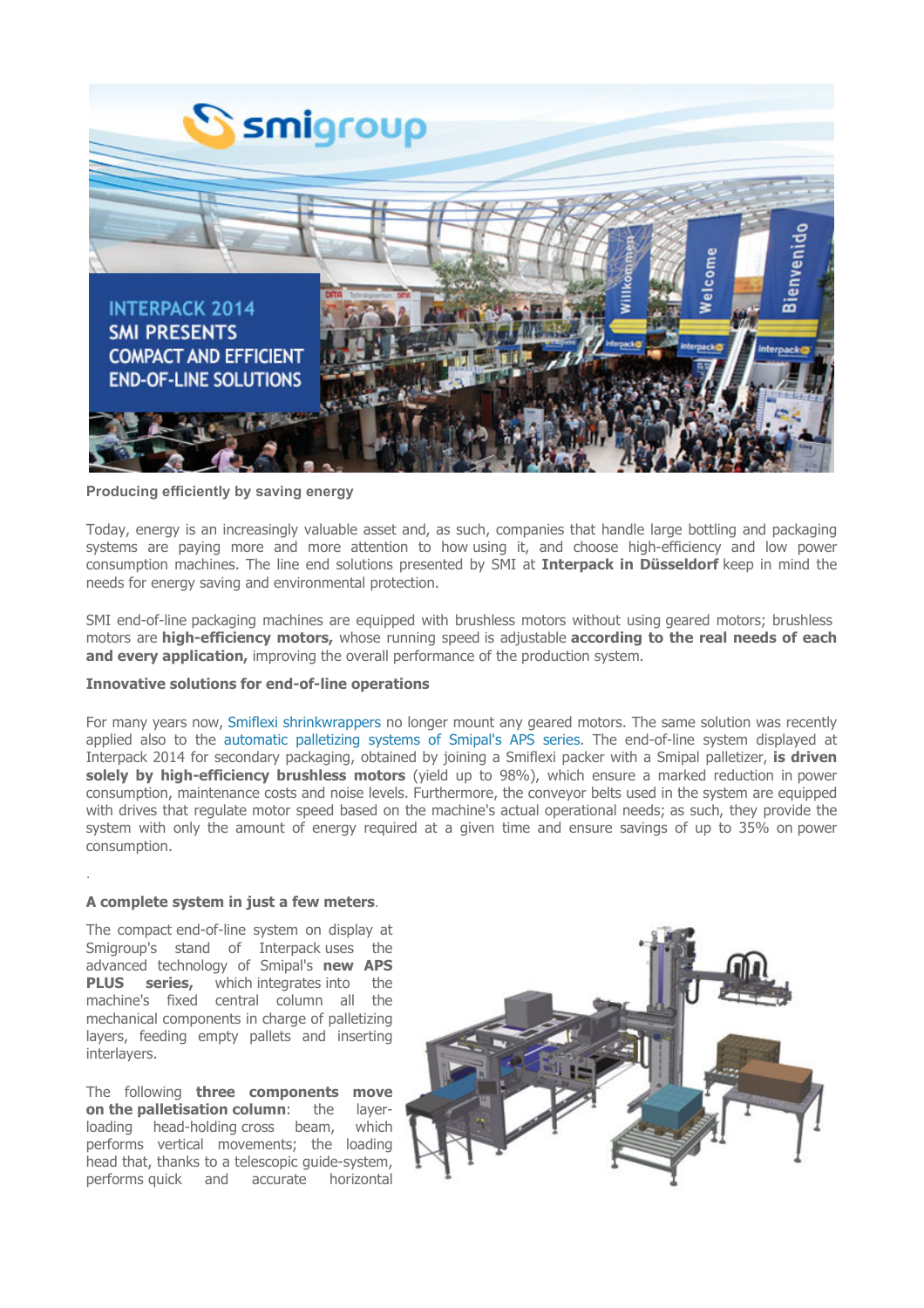INTERPACK 2014
SMI PRESENTS
COMPACT AND EFFICIENT
END-OF-LINE SOLUTIONS

**Producing efficiently by saving energy**

Today, energy is an increasingly valuable asset and, as such, companies that handle large bottling and packaging systems are paying more and more attention to how using it, and choose high-efficiency and low power consumption machines. The line end solutions presented by SMI at **Interpack in Düsseldorf** keep in mind the needs for energy saving and environmental protection.

SMI end-of-line packaging machines are equipped with brushless motors without using geared motors; brushless motors are **high-efficiency motors,** whose running speed is adjustable **according to the real needs of each and every application,** improving the overall performance of the production system.

**Innovative solutions for end-of-line operations**

For many years now, Smiflexi shrinkwrappers no longer mount any geared motors. The same solution was recently applied also to the automatic palletizing systems of Smipal's APS series. The end-of-line system displayed at Interpack 2014 for secondary packaging, obtained by joining a Smiflexi packer with a Smipal palletizer, **is driven solely by high-efficiency brushless motors** (yield up to 98%), which ensure a marked reduction in power consumption, maintenance costs and noise levels. Furthermore, the conveyor belts used in the system are equipped with drives that regulate motor speed based on the machine's actual operational needs; as such, they provide the system with only the amount of energy required at a given time and ensure savings of up to 35% on power consumption.

.

**A complete system in just a few meters**.

The compact end-of-line system on display at Smigroup's stand of Interpack uses the advanced technology of Smipal's **new APS PLUS series,** which integrates into the machine's fixed central column all the mechanical components in charge of palletizing layers, feeding empty pallets and inserting interlayers.

The following **three components move on the palletisation column**: the layer-loading head-holding cross beam, which performs vertical movements; the loading head that, thanks to a telescopic guide-system, performs quick and accurate horizontal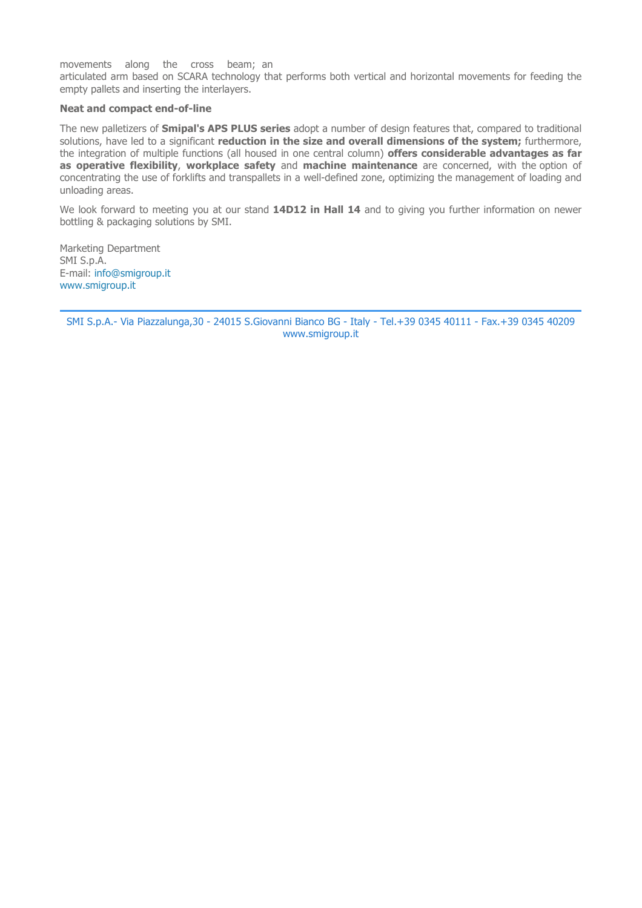movements along the cross beam; an articulated arm based on SCARA technology that performs both vertical and horizontal movements for feeding the empty pallets and inserting the interlayers.

**Neat and compact end-of-line**

The new palletizers of **Smipal's APS PLUS series** adopt a number of design features that, compared to traditional solutions, have led to a significant **reduction in the size and overall dimensions of the system;** furthermore, the integration of multiple functions (all housed in one central column) **offers considerable advantages as far as operative flexibility**, **workplace safety** and **machine maintenance** are concerned, with the option of concentrating the use of forklifts and transpallets in a well-defined zone, optimizing the management of loading and unloading areas.

We look forward to meeting you at our stand **14D12 in Hall 14** and to giving you further information on newer bottling & packaging solutions by SMI.

Marketing Department
SMI S.p.A.
E-mail: info@smigroup.it
www.smigroup.it

SMI S.p.A.- Via Piazzalunga,30 - 24015 S.Giovanni Bianco BG - Italy - Tel.+39 0345 40111 - Fax.+39 0345 40209
www.smigroup.it